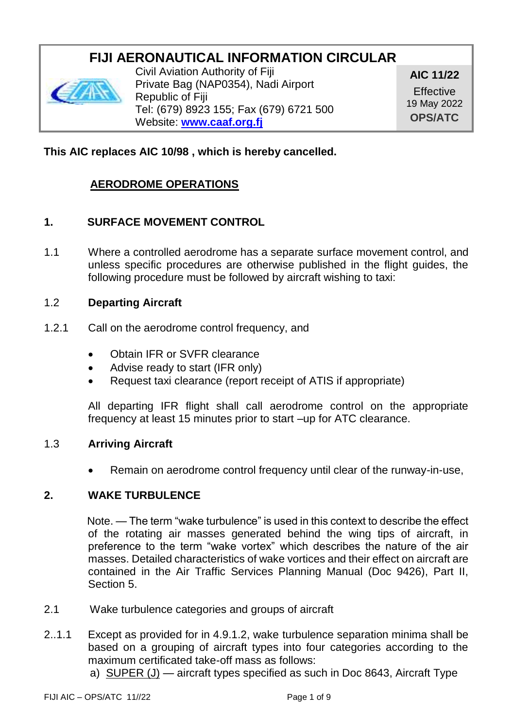# FIJI AERONAUTICAL INFORMATION CIRCULAR

Civil Aviation Authority of Fiji
Private Bag (NAP0354), Nadi Airport
Republic of Fiji
Tel: (679) 8923 155; Fax (679) 6721 500
Website: **www.caaf.org.fj**

**AIC 11/22**
Effective
19 May 2022
**OPS/ATC**

**This AIC replaces AIC 10/98 , which is hereby cancelled.**

## AERODROME OPERATIONS

### 1. SURFACE MOVEMENT CONTROL

1.1 Where a controlled aerodrome has a separate surface movement control, and unless specific procedures are otherwise published in the flight guides, the following procedure must be followed by aircraft wishing to taxi:

1.2 **Departing Aircraft**

1.2.1 Call on the aerodrome control frequency, and

- Obtain IFR or SVFR clearance
- Advise ready to start (IFR only)
- Request taxi clearance (report receipt of ATIS if appropriate)

All departing IFR flight shall call aerodrome control on the appropriate frequency at least 15 minutes prior to start –up for ATC clearance.

1.3 **Arriving Aircraft**

- Remain on aerodrome control frequency until clear of the runway-in-use,

### 2. WAKE TURBULENCE

Note. — The term “wake turbulence” is used in this context to describe the effect of the rotating air masses generated behind the wing tips of aircraft, in preference to the term “wake vortex” which describes the nature of the air masses. Detailed characteristics of wake vortices and their effect on aircraft are contained in the Air Traffic Services Planning Manual (Doc 9426), Part II, Section 5.

2.1 Wake turbulence categories and groups of aircraft

2..1.1 Except as provided for in 4.9.1.2, wake turbulence separation minima shall be based on a grouping of aircraft types into four categories according to the maximum certificated take-off mass as follows:

a) SUPER (J) — aircraft types specified as such in Doc 8643, Aircraft Type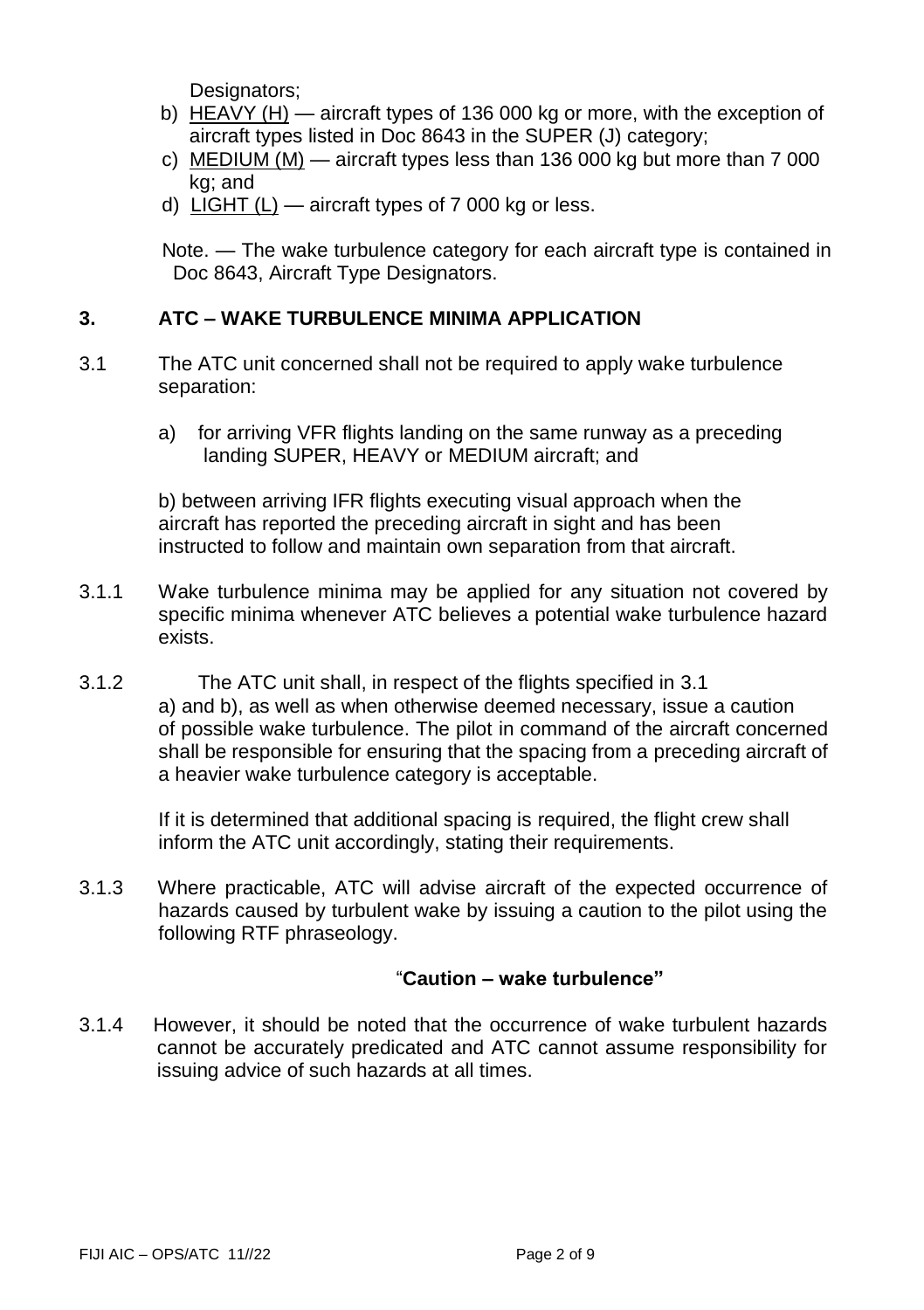Designators;

b) <u>HEAVY (H)</u> — aircraft types of 136 000 kg or more, with the exception of aircraft types listed in Doc 8643 in the SUPER (J) category;

c) <u>MEDIUM (M)</u> — aircraft types less than 136 000 kg but more than 7 000 kg; and

d) <u>LIGHT (L)</u> — aircraft types of 7 000 kg or less.

Note. — The wake turbulence category for each aircraft type is contained in Doc 8643, Aircraft Type Designators.

## 3. ATC – WAKE TURBULENCE MINIMA APPLICATION

3.1 The ATC unit concerned shall not be required to apply wake turbulence separation:

a) for arriving VFR flights landing on the same runway as a preceding landing SUPER, HEAVY or MEDIUM aircraft; and

b) between arriving IFR flights executing visual approach when the aircraft has reported the preceding aircraft in sight and has been instructed to follow and maintain own separation from that aircraft.

3.1.1 Wake turbulence minima may be applied for any situation not covered by specific minima whenever ATC believes a potential wake turbulence hazard exists.

3.1.2 The ATC unit shall, in respect of the flights specified in 3.1 a) and b), as well as when otherwise deemed necessary, issue a caution of possible wake turbulence. The pilot in command of the aircraft concerned shall be responsible for ensuring that the spacing from a preceding aircraft of a heavier wake turbulence category is acceptable.

If it is determined that additional spacing is required, the flight crew shall inform the ATC unit accordingly, stating their requirements.

3.1.3 Where practicable, ATC will advise aircraft of the expected occurrence of hazards caused by turbulent wake by issuing a caution to the pilot using the following RTF phraseology.

"**Caution – wake turbulence"**

3.1.4 However, it should be noted that the occurrence of wake turbulent hazards cannot be accurately predicated and ATC cannot assume responsibility for issuing advice of such hazards at all times.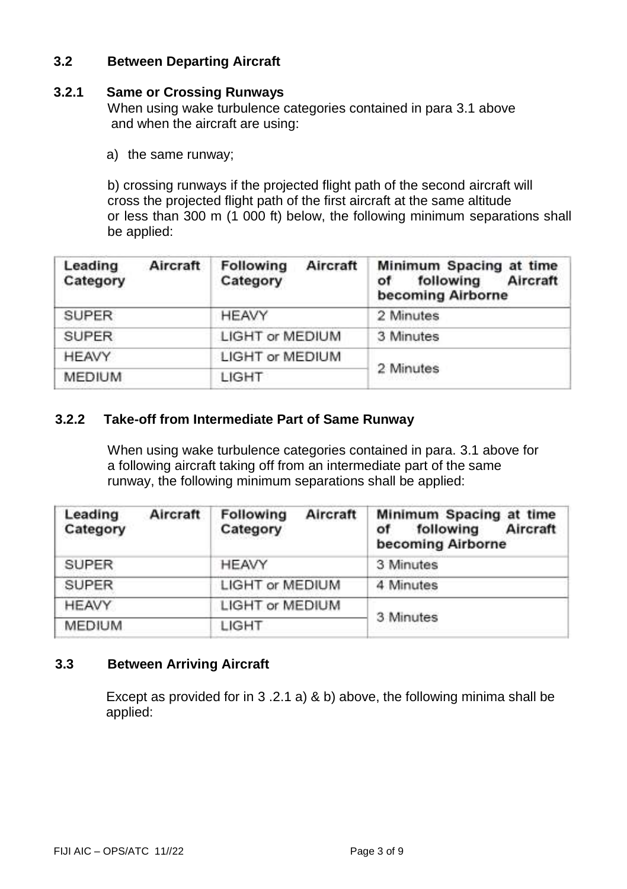### 3.2 Between Departing Aircraft

#### 3.2.1 Same or Crossing Runways

When using wake turbulence categories contained in para 3.1 above and when the aircraft are using:

a) the same runway;

b) crossing runways if the projected flight path of the second aircraft will cross the projected flight path of the first aircraft at the same altitude or less than 300 m (1 000 ft) below, the following minimum separations shall be applied:

| Leading Aircraft Category | Following Aircraft Category | Minimum Spacing at time of following Aircraft becoming Airborne |
|---|---|---|
| SUPER | HEAVY | 2 Minutes |
| SUPER | LIGHT or MEDIUM | 3 Minutes |
| HEAVY | LIGHT or MEDIUM | 2 Minutes |
| MEDIUM | LIGHT | |

#### 3.2.2 Take-off from Intermediate Part of Same Runway

When using wake turbulence categories contained in para. 3.1 above for a following aircraft taking off from an intermediate part of the same runway, the following minimum separations shall be applied:

| Leading Aircraft Category | Following Aircraft Category | Minimum Spacing at time of following Aircraft becoming Airborne |
|---|---|---|
| SUPER | HEAVY | 3 Minutes |
| SUPER | LIGHT or MEDIUM | 4 Minutes |
| HEAVY | LIGHT or MEDIUM | 3 Minutes |
| MEDIUM | LIGHT | |

### 3.3 Between Arriving Aircraft

Except as provided for in 3 .2.1 a) & b) above, the following minima shall be applied: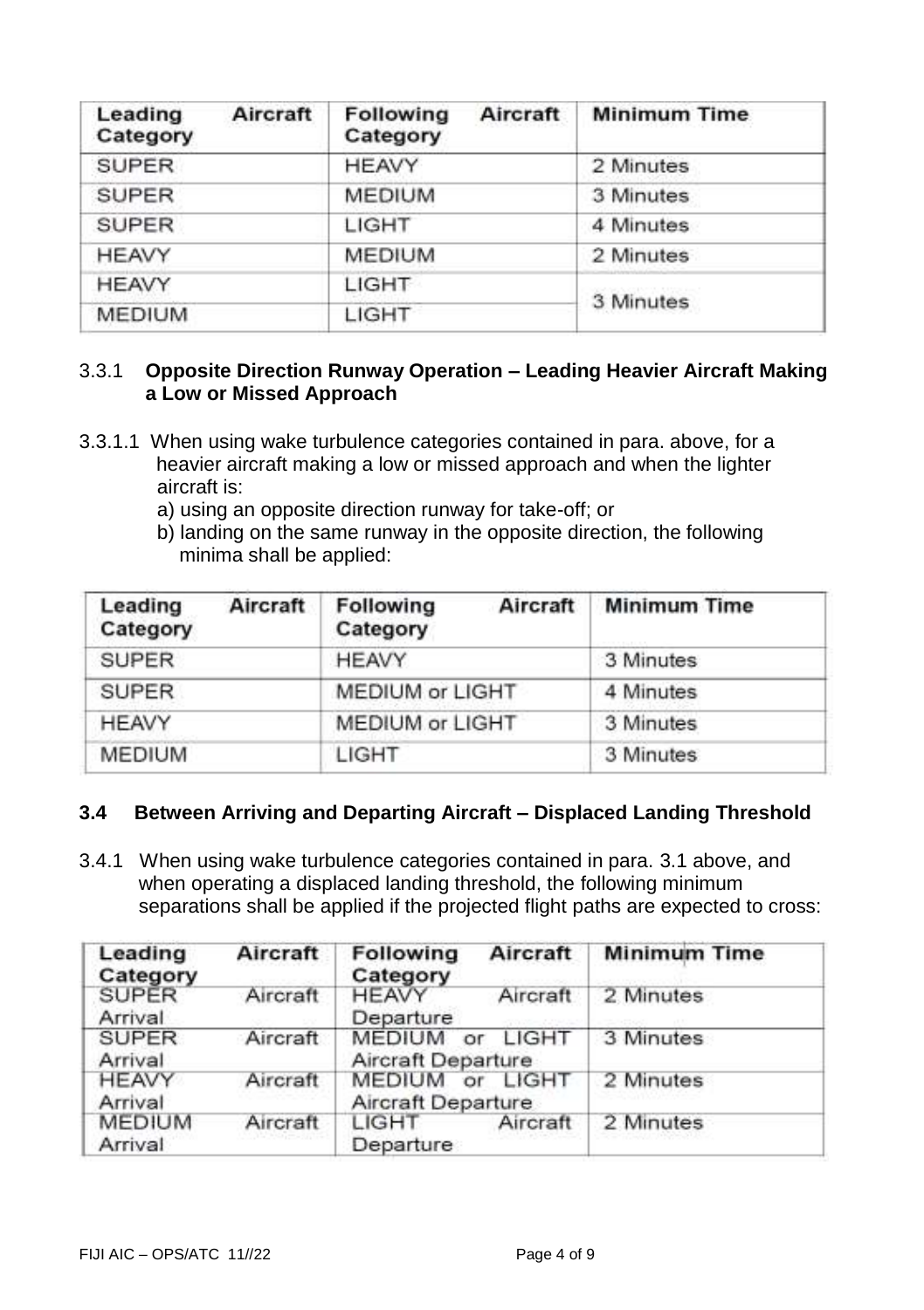| Leading Aircraft Category | Following Aircraft Category | Minimum Time |
|---|---|---|
| SUPER | HEAVY | 2 Minutes |
| SUPER | MEDIUM | 3 Minutes |
| SUPER | LIGHT | 4 Minutes |
| HEAVY | MEDIUM | 2 Minutes |
| HEAVY | LIGHT | 3 Minutes |
| MEDIUM | LIGHT | |

### 3.3.1 Opposite Direction Runway Operation – Leading Heavier Aircraft Making a Low or Missed Approach

3.3.1.1 When using wake turbulence categories contained in para. above, for a heavier aircraft making a low or missed approach and when the lighter aircraft is:

a) using an opposite direction runway for take-off; or

b) landing on the same runway in the opposite direction, the following minima shall be applied:

| Leading Aircraft Category | Following Aircraft Category | Minimum Time |
|---|---|---|
| SUPER | HEAVY | 3 Minutes |
| SUPER | MEDIUM or LIGHT | 4 Minutes |
| HEAVY | MEDIUM or LIGHT | 3 Minutes |
| MEDIUM | LIGHT | 3 Minutes |

### 3.4 Between Arriving and Departing Aircraft – Displaced Landing Threshold

3.4.1 When using wake turbulence categories contained in para. 3.1 above, and when operating a displaced landing threshold, the following minimum separations shall be applied if the projected flight paths are expected to cross:

| Leading Aircraft Category | Following Aircraft Category | Minimum Time |
|---|---|---|
| SUPER Aircraft Arrival | HEAVY Aircraft Departure | 2 Minutes |
| SUPER Aircraft Arrival | MEDIUM or LIGHT Aircraft Departure | 3 Minutes |
| HEAVY Aircraft Arrival | MEDIUM or LIGHT Aircraft Departure | 2 Minutes |
| MEDIUM Aircraft Arrival | LIGHT Aircraft Departure | 2 Minutes |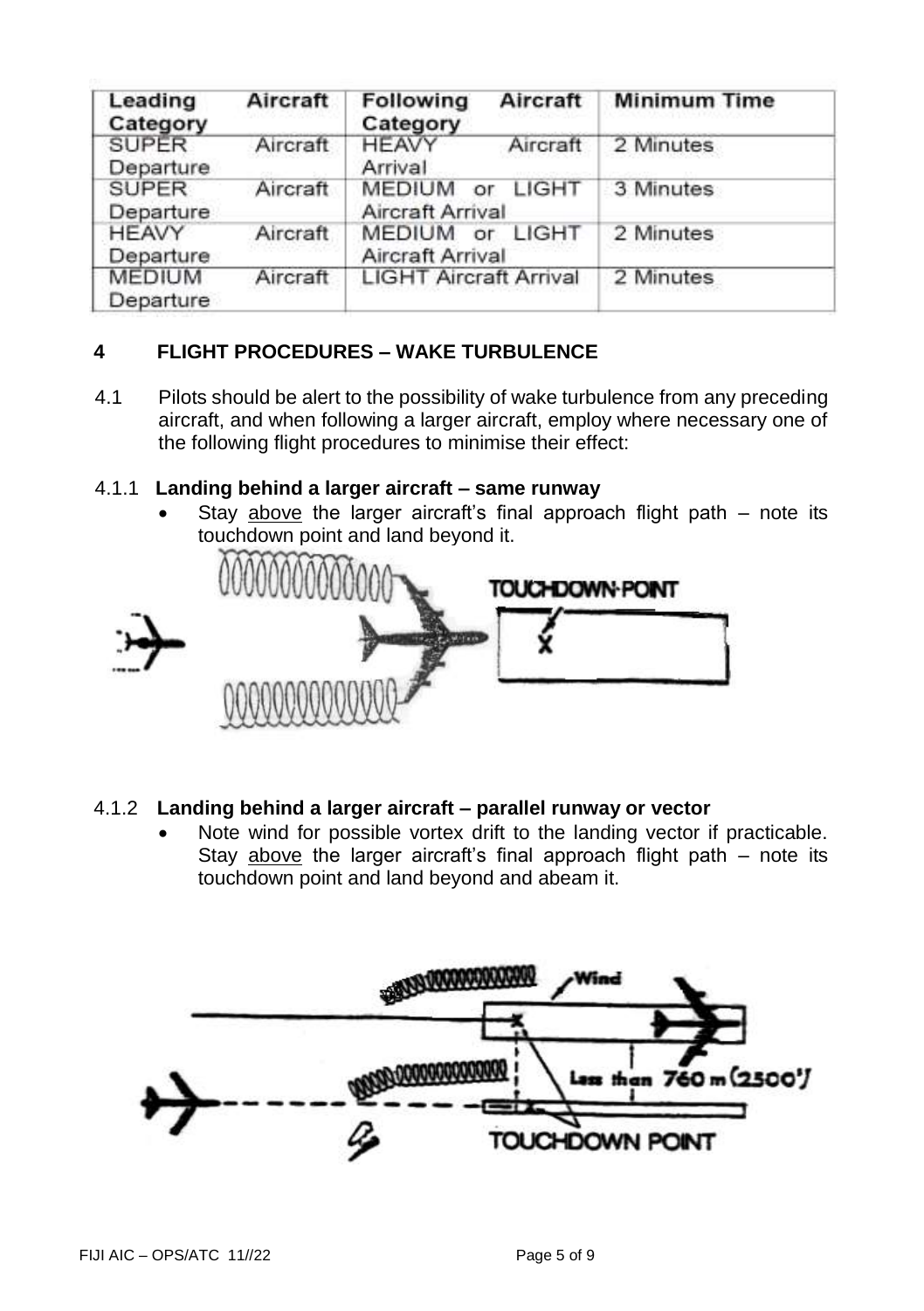| Leading Aircraft Category | Following Aircraft Category | Minimum Time |
|---|---|---|
| SUPER Aircraft Departure | HEAVY Aircraft Arrival | 2 Minutes |
| SUPER Aircraft Departure | MEDIUM or LIGHT Aircraft Arrival | 3 Minutes |
| HEAVY Aircraft Departure | MEDIUM or LIGHT Aircraft Arrival | 2 Minutes |
| MEDIUM Aircraft Departure | LIGHT Aircraft Arrival | 2 Minutes |

## 4 FLIGHT PROCEDURES – WAKE TURBULENCE

4.1 Pilots should be alert to the possibility of wake turbulence from any preceding aircraft, and when following a larger aircraft, employ where necessary one of the following flight procedures to minimise their effect:

### 4.1.1 Landing behind a larger aircraft – same runway

- Stay above the larger aircraft's final approach flight path – note its touchdown point and land beyond it.

### 4.1.2 Landing behind a larger aircraft – parallel runway or vector

- Note wind for possible vortex drift to the landing vector if practicable. Stay above the larger aircraft's final approach flight path – note its touchdown point and land beyond and abeam it.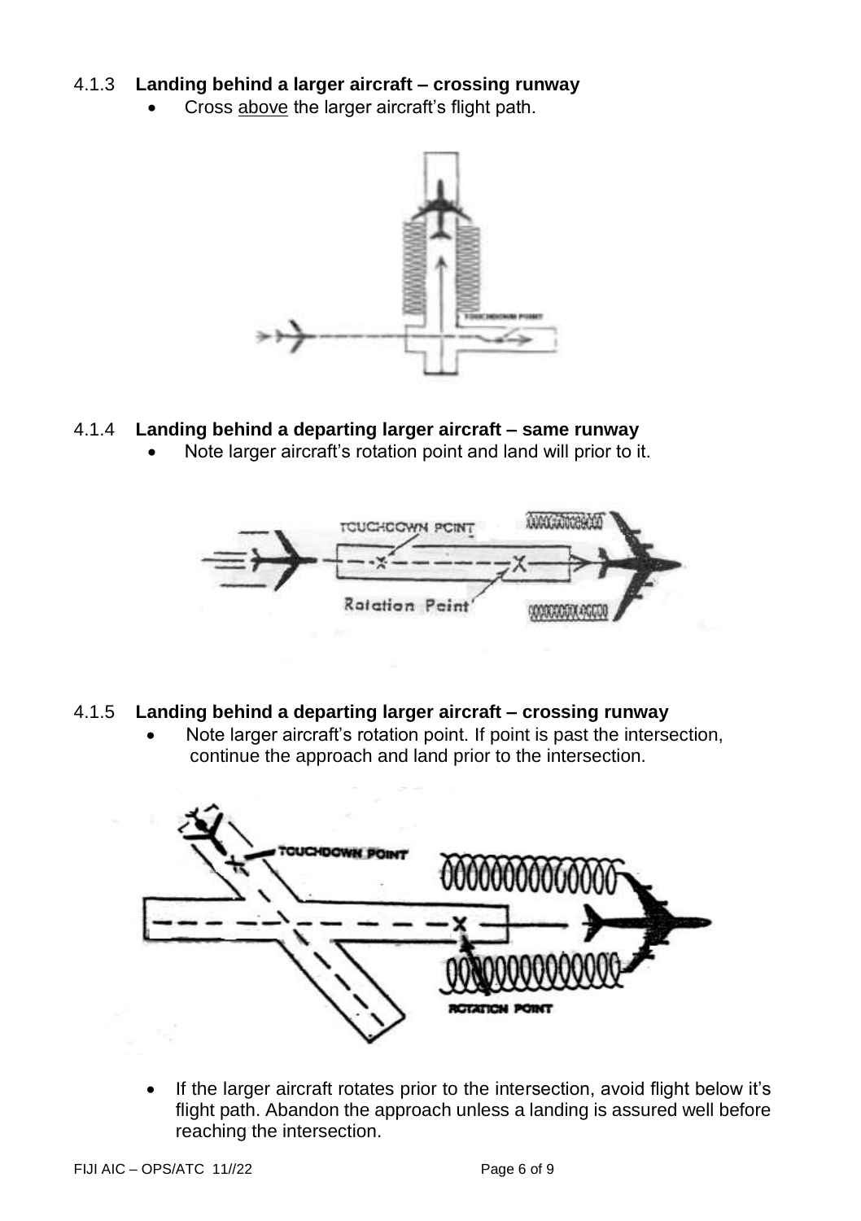4.1.3 **Landing behind a larger aircraft – crossing runway**

- Cross above the larger aircraft's flight path.

4.1.4 **Landing behind a departing larger aircraft – same runway**

- Note larger aircraft's rotation point and land will prior to it.

4.1.5 **Landing behind a departing larger aircraft – crossing runway**

- Note larger aircraft's rotation point. If point is past the intersection, continue the approach and land prior to the intersection.

- If the larger aircraft rotates prior to the intersection, avoid flight below it's flight path. Abandon the approach unless a landing is assured well before reaching the intersection.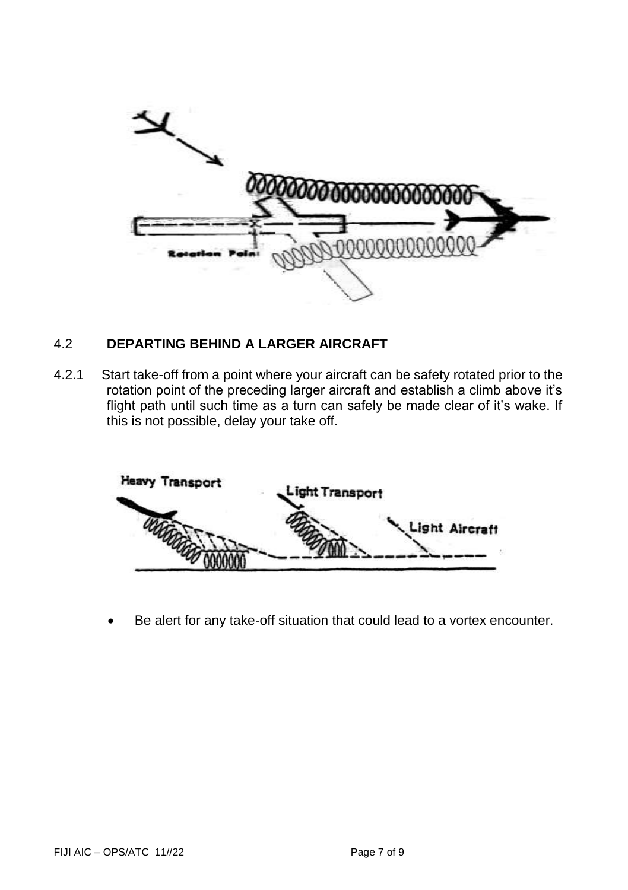## 4.2 DEPARTING BEHIND A LARGER AIRCRAFT

4.2.1 Start take-off from a point where your aircraft can be safety rotated prior to the rotation point of the preceding larger aircraft and establish a climb above it's flight path until such time as a turn can safely be made clear of it's wake. If this is not possible, delay your take off.

- Be alert for any take-off situation that could lead to a vortex encounter.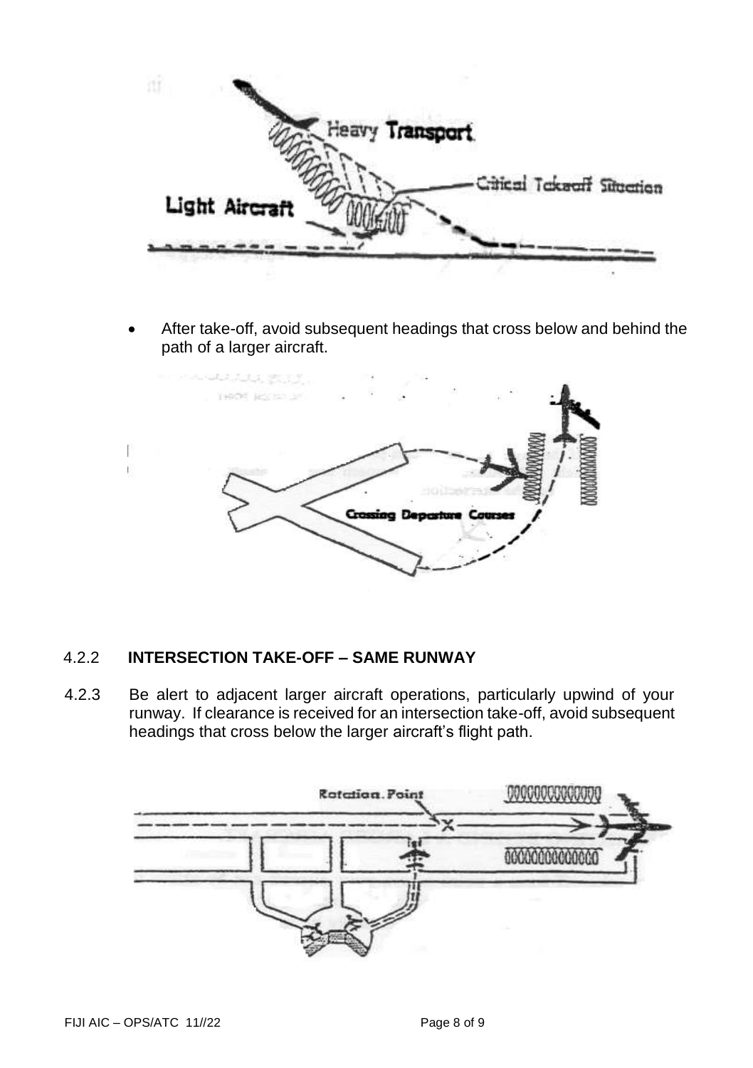- After take-off, avoid subsequent headings that cross below and behind the path of a larger aircraft.

## 4.2.2 **INTERSECTION TAKE-OFF – SAME RUNWAY**

4.2.3 Be alert to adjacent larger aircraft operations, particularly upwind of your runway. If clearance is received for an intersection take-off, avoid subsequent headings that cross below the larger aircraft's flight path.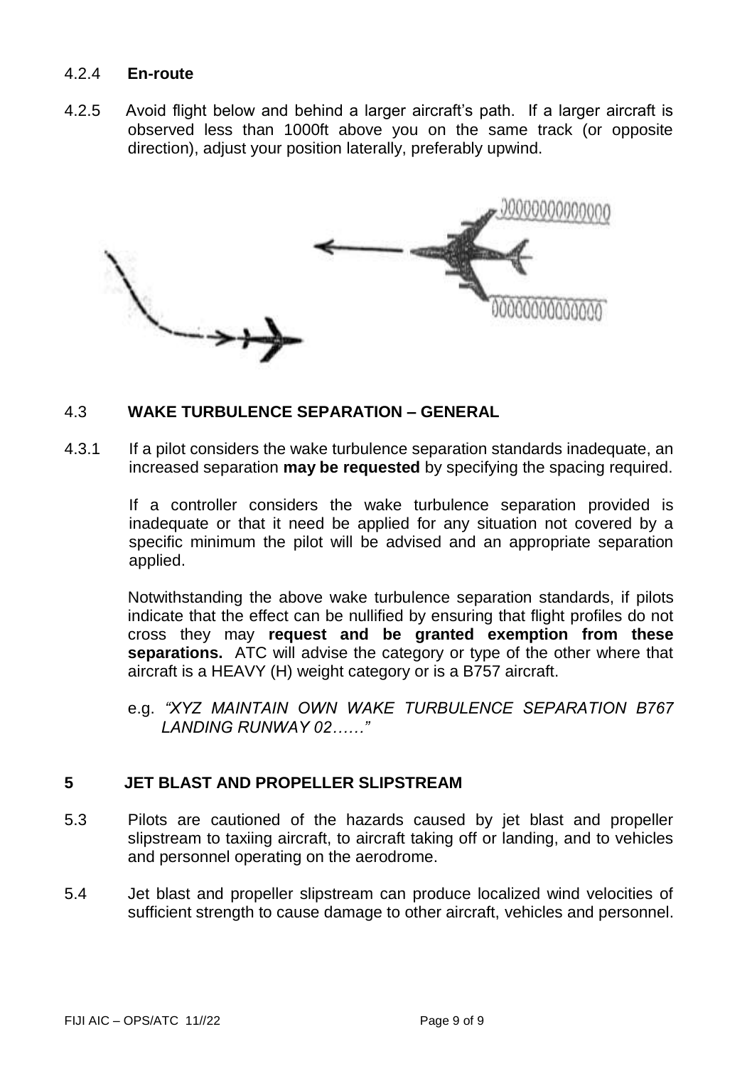### 4.2.4 **En-route**

4.2.5 Avoid flight below and behind a larger aircraft's path. If a larger aircraft is observed less than 1000ft above you on the same track (or opposite direction), adjust your position laterally, preferably upwind.

### 4.3 **WAKE TURBULENCE SEPARATION – GENERAL**

4.3.1 If a pilot considers the wake turbulence separation standards inadequate, an increased separation **may be requested** by specifying the spacing required.

If a controller considers the wake turbulence separation provided is inadequate or that it need be applied for any situation not covered by a specific minimum the pilot will be advised and an appropriate separation applied.

Notwithstanding the above wake turbulence separation standards, if pilots indicate that the effect can be nullified by ensuring that flight profiles do not cross they may **request and be granted exemption from these separations.** ATC will advise the category or type of the other where that aircraft is a HEAVY (H) weight category or is a B757 aircraft.

e.g. *"XYZ MAINTAIN OWN WAKE TURBULENCE SEPARATION B767 LANDING RUNWAY 02……"*

## 5 JET BLAST AND PROPELLER SLIPSTREAM

5.3 Pilots are cautioned of the hazards caused by jet blast and propeller slipstream to taxiing aircraft, to aircraft taking off or landing, and to vehicles and personnel operating on the aerodrome.

5.4 Jet blast and propeller slipstream can produce localized wind velocities of sufficient strength to cause damage to other aircraft, vehicles and personnel.